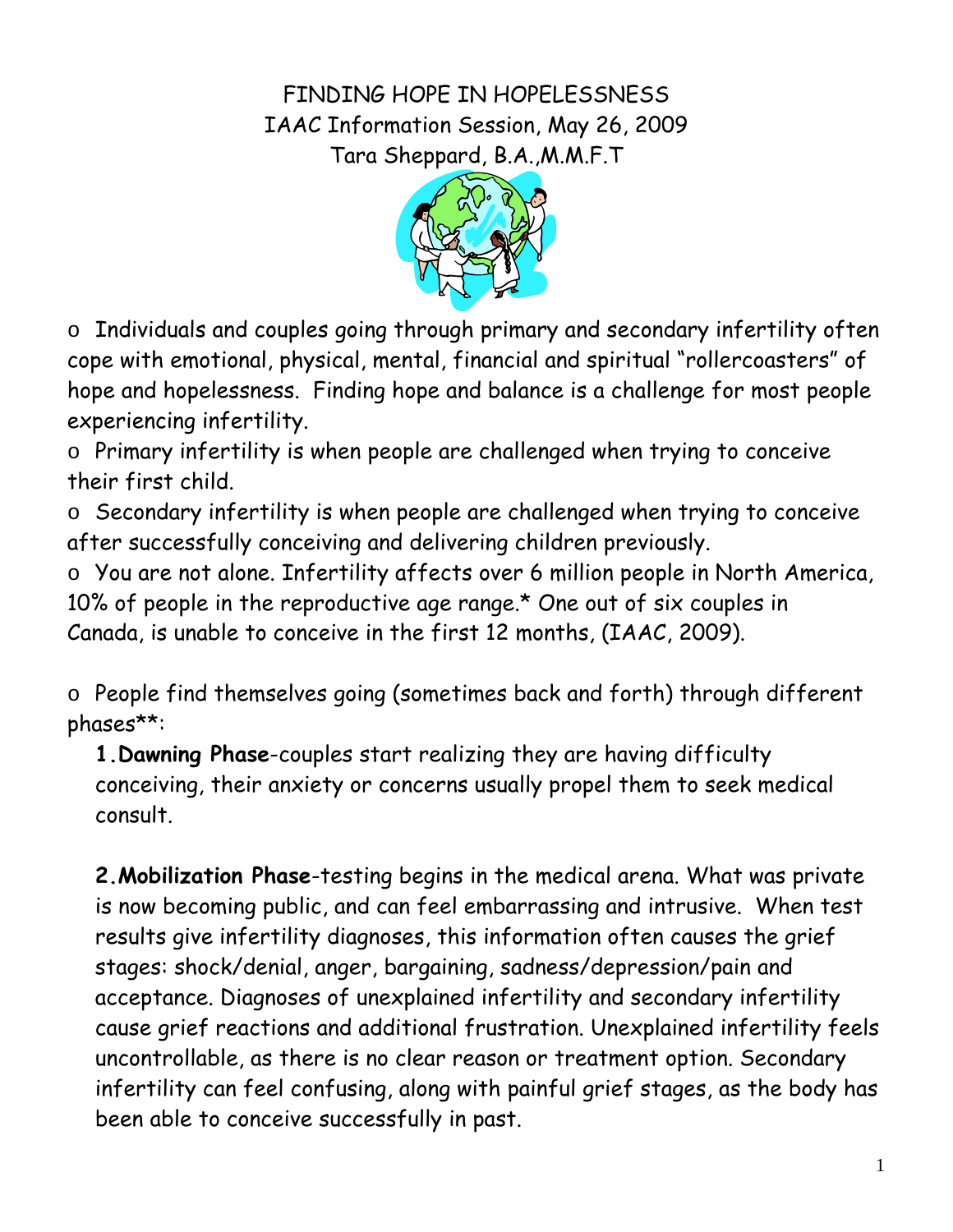# FINDING HOPE IN HOPELESSNESS

IAAC Information Session, May 26, 2009

Tara Sheppard, B.A.,M.M.F.T

- Individuals and couples going through primary and secondary infertility often cope with emotional, physical, mental, financial and spiritual "rollercoasters" of hope and hopelessness. Finding hope and balance is a challenge for most people experiencing infertility.
- Primary infertility is when people are challenged when trying to conceive their first child.
- Secondary infertility is when people are challenged when trying to conceive after successfully conceiving and delivering children previously.
- You are not alone. Infertility affects over 6 million people in North America, 10% of people in the reproductive age range.* One out of six couples in Canada, is unable to conceive in the first 12 months, (IAAC, 2009).

- People find themselves going (sometimes back and forth) through different phases**:

  **1.Dawning Phase**-couples start realizing they are having difficulty conceiving, their anxiety or concerns usually propel them to seek medical consult.

  **2.Mobilization Phase**-testing begins in the medical arena. What was private is now becoming public, and can feel embarrassing and intrusive. When test results give infertility diagnoses, this information often causes the grief stages: shock/denial, anger, bargaining, sadness/depression/pain and acceptance. Diagnoses of unexplained infertility and secondary infertility cause grief reactions and additional frustration. Unexplained infertility feels uncontrollable, as there is no clear reason or treatment option. Secondary infertility can feel confusing, along with painful grief stages, as the body has been able to conceive successfully in past.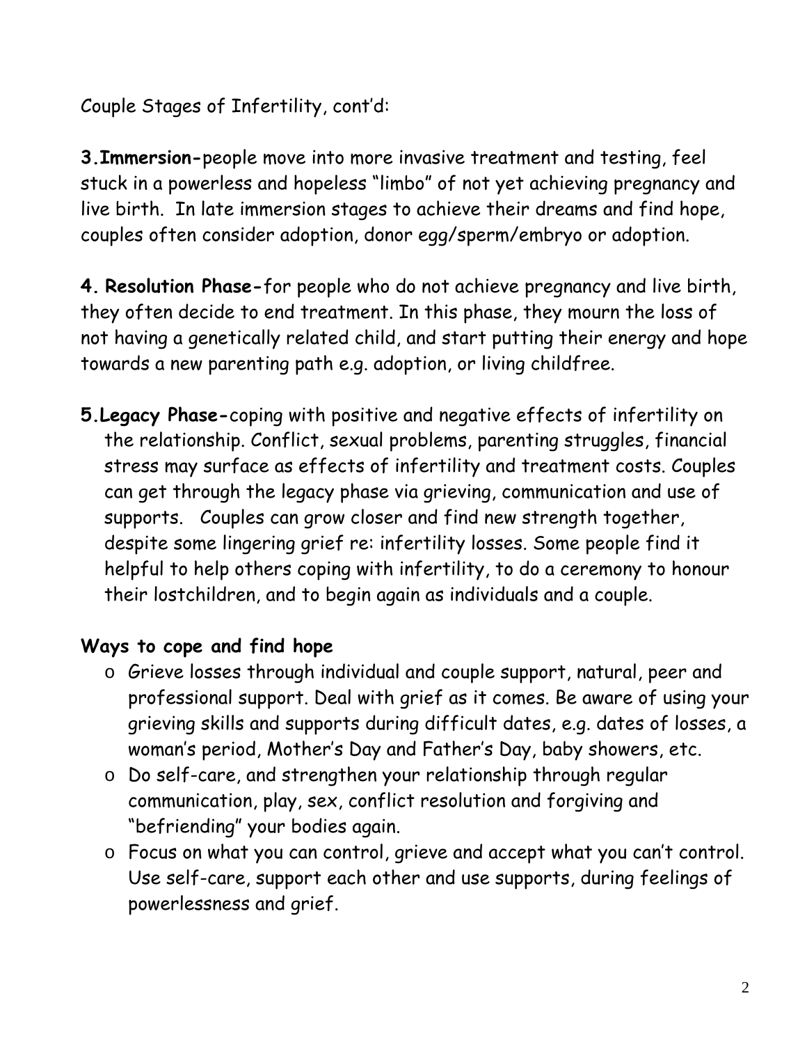Couple Stages of Infertility, cont'd:

**3. Immersion-**people move into more invasive treatment and testing, feel stuck in a powerless and hopeless "limbo" of not yet achieving pregnancy and live birth. In late immersion stages to achieve their dreams and find hope, couples often consider adoption, donor egg/sperm/embryo or adoption.

**4. Resolution Phase-**for people who do not achieve pregnancy and live birth, they often decide to end treatment. In this phase, they mourn the loss of not having a genetically related child, and start putting their energy and hope towards a new parenting path e.g. adoption, or living childfree.

**5. Legacy Phase-**coping with positive and negative effects of infertility on the relationship. Conflict, sexual problems, parenting struggles, financial stress may surface as effects of infertility and treatment costs. Couples can get through the legacy phase via grieving, communication and use of supports. Couples can grow closer and find new strength together, despite some lingering grief re: infertility losses. Some people find it helpful to help others coping with infertility, to do a ceremony to honour their lostchildren, and to begin again as individuals and a couple.

**Ways to cope and find hope**

- Grieve losses through individual and couple support, natural, peer and professional support. Deal with grief as it comes. Be aware of using your grieving skills and supports during difficult dates, e.g. dates of losses, a woman's period, Mother's Day and Father's Day, baby showers, etc.
- Do self-care, and strengthen your relationship through regular communication, play, sex, conflict resolution and forgiving and "befriending" your bodies again.
- Focus on what you can control, grieve and accept what you can't control. Use self-care, support each other and use supports, during feelings of powerlessness and grief.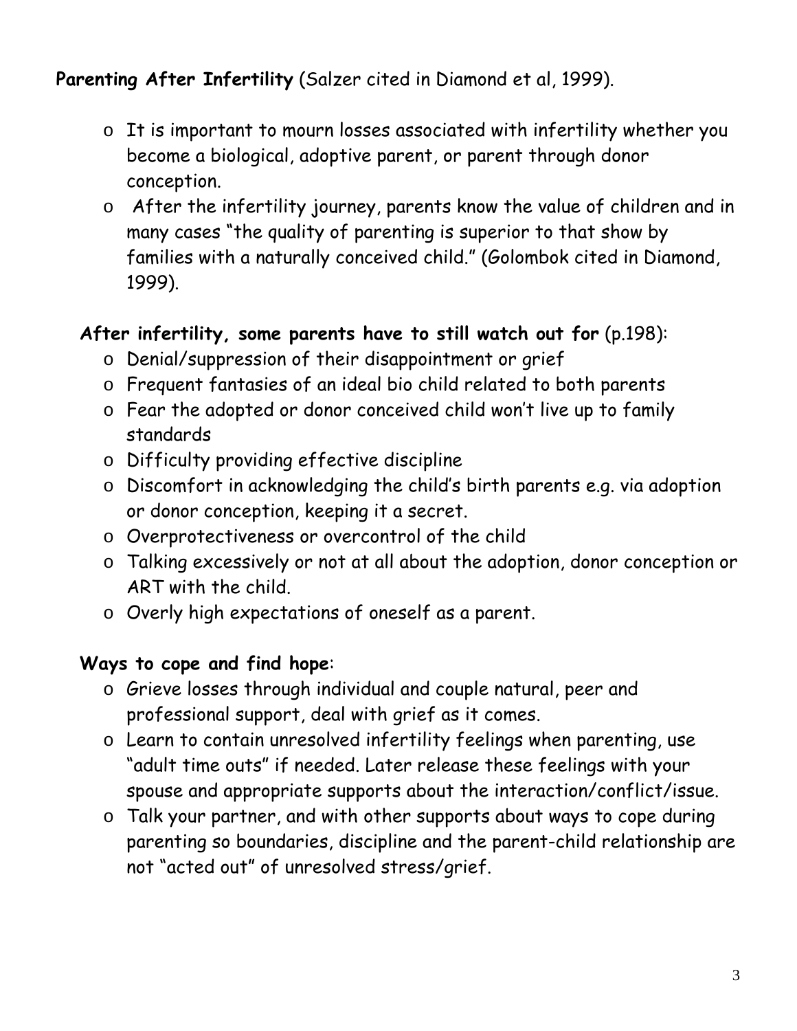**Parenting After Infertility** (Salzer cited in Diamond et al, 1999).

- It is important to mourn losses associated with infertility whether you become a biological, adoptive parent, or parent through donor conception.
- After the infertility journey, parents know the value of children and in many cases "the quality of parenting is superior to that show by families with a naturally conceived child." (Golombok cited in Diamond, 1999).

**After infertility, some parents have to still watch out for** (p.198):

- Denial/suppression of their disappointment or grief
- Frequent fantasies of an ideal bio child related to both parents
- Fear the adopted or donor conceived child won't live up to family standards
- Difficulty providing effective discipline
- Discomfort in acknowledging the child's birth parents e.g. via adoption or donor conception, keeping it a secret.
- Overprotectiveness or overcontrol of the child
- Talking excessively or not at all about the adoption, donor conception or ART with the child.
- Overly high expectations of oneself as a parent.

**Ways to cope and find hope**:

- Grieve losses through individual and couple natural, peer and professional support, deal with grief as it comes.
- Learn to contain unresolved infertility feelings when parenting, use "adult time outs" if needed. Later release these feelings with your spouse and appropriate supports about the interaction/conflict/issue.
- Talk your partner, and with other supports about ways to cope during parenting so boundaries, discipline and the parent-child relationship are not "acted out" of unresolved stress/grief.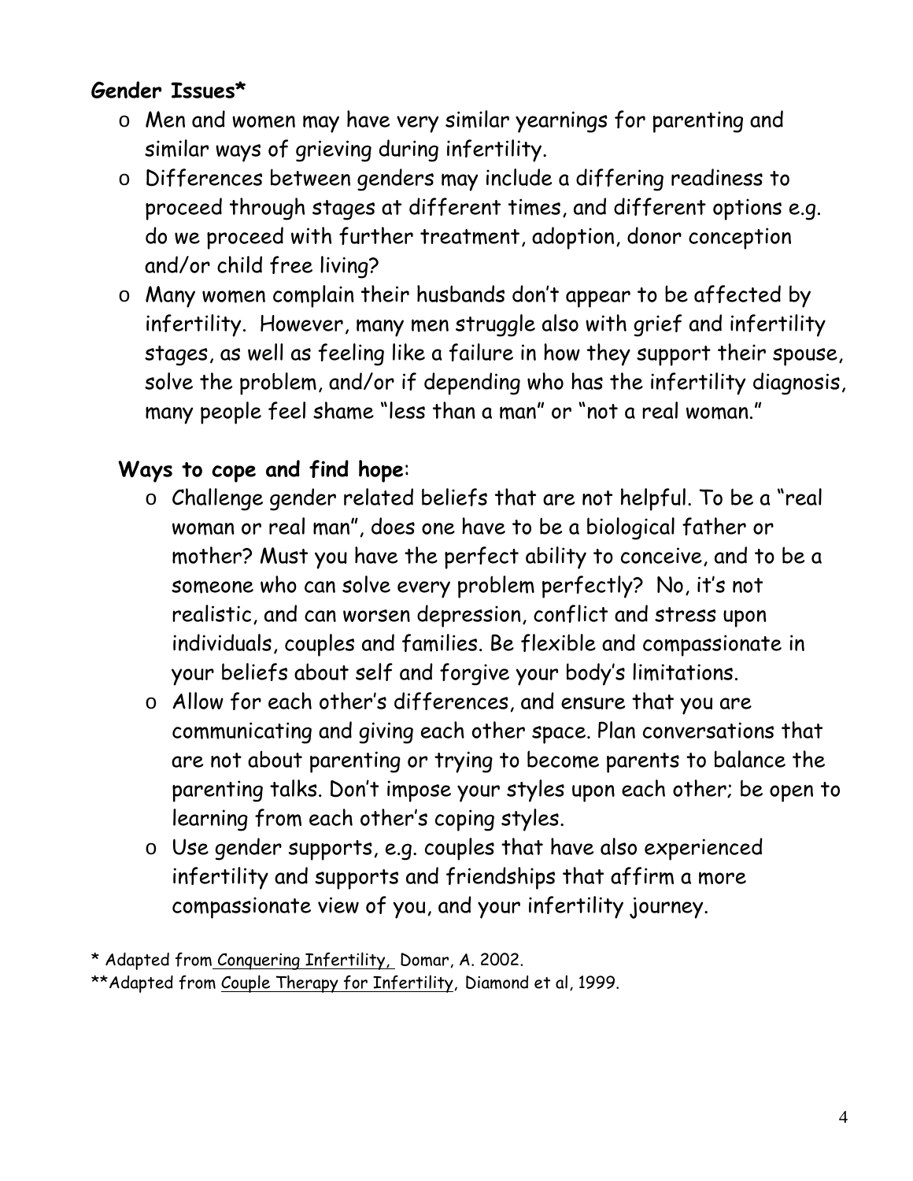**Gender Issues***

- Men and women may have very similar yearnings for parenting and similar ways of grieving during infertility.
- Differences between genders may include a differing readiness to proceed through stages at different times, and different options e.g. do we proceed with further treatment, adoption, donor conception and/or child free living?
- Many women complain their husbands don't appear to be affected by infertility. However, many men struggle also with grief and infertility stages, as well as feeling like a failure in how they support their spouse, solve the problem, and/or if depending who has the infertility diagnosis, many people feel shame "less than a man" or "not a real woman."

**Ways to cope and find hope**:

- Challenge gender related beliefs that are not helpful. To be a "real woman or real man", does one have to be a biological father or mother? Must you have the perfect ability to conceive, and to be a someone who can solve every problem perfectly? No, it's not realistic, and can worsen depression, conflict and stress upon individuals, couples and families. Be flexible and compassionate in your beliefs about self and forgive your body's limitations.
- Allow for each other's differences, and ensure that you are communicating and giving each other space. Plan conversations that are not about parenting or trying to become parents to balance the parenting talks. Don't impose your styles upon each other; be open to learning from each other's coping styles.
- Use gender supports, e.g. couples that have also experienced infertility and supports and friendships that affirm a more compassionate view of you, and your infertility journey.

\* Adapted from Conquering Infertility, Domar, A. 2002.

\*\*Adapted from Couple Therapy for Infertility, Diamond et al, 1999.